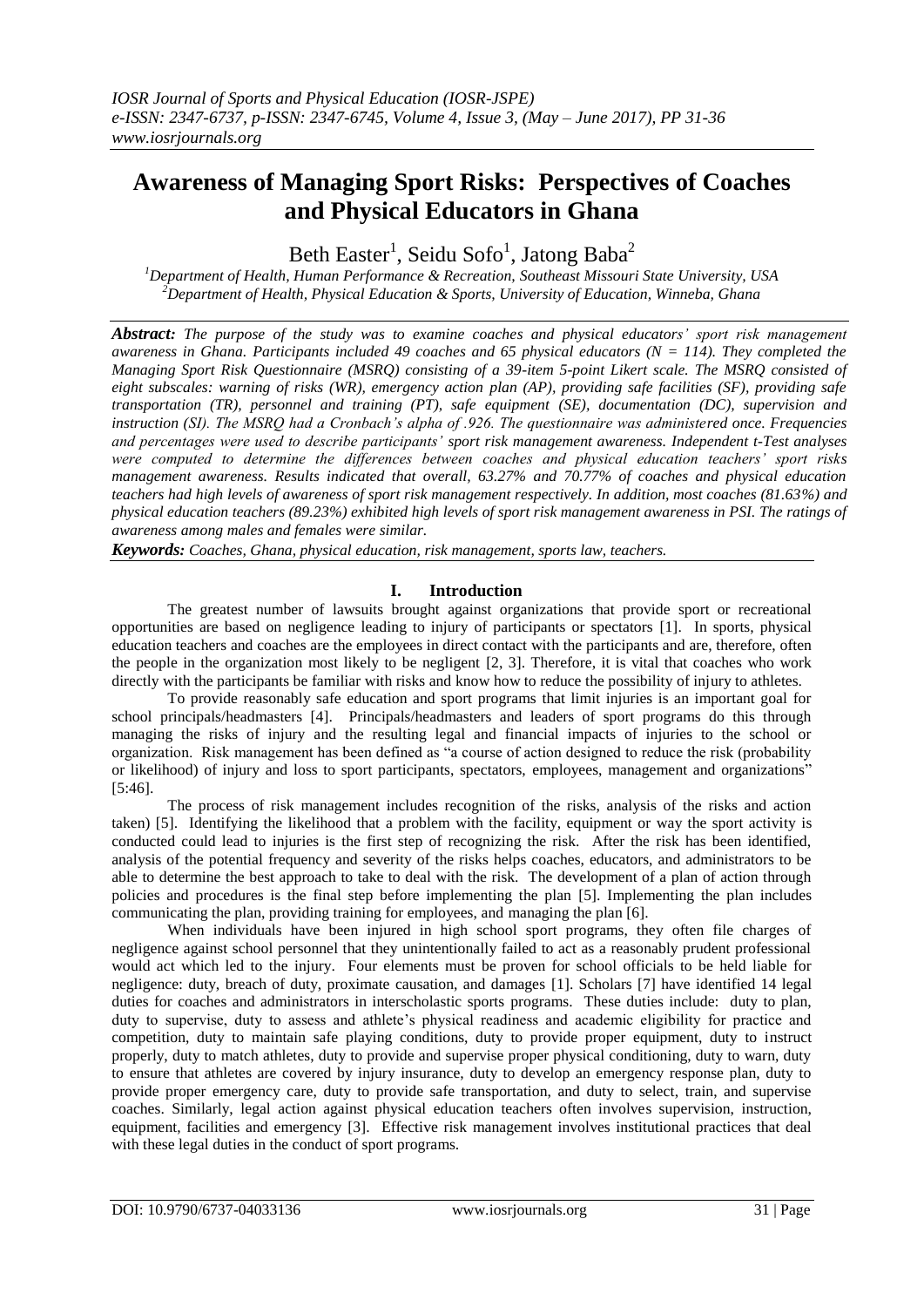# Awareness of Managing Sport Risks: Perspectives of Coaches and Physical Educators in Ghana

Beth Easter[1], Seidu Sofo[1], Jatong Baba[2]

[1]*Department of Health, Human Performance & Recreation, Southeast Missouri State University, USA*
[2]*Department of Health, Physical Education & Sports, University of Education, Winneba, Ghana*

***Abstract:*** ***The purpose of the study was to examine coaches and physical educators' sport risk management awareness in Ghana. Participants included 49 coaches and 65 physical educators (N = 114). They completed the Managing Sport Risk Questionnaire (MSRQ) consisting of a 39-item 5-point Likert scale. The MSRQ consisted of eight subscales: warning of risks (WR), emergency action plan (AP), providing safe facilities (SF), providing safe transportation (TR), personnel and training (PT), safe equipment (SE), documentation (DC), supervision and instruction (SI). The MSRQ had a Cronbach's alpha of .926. The questionnaire was administered once. Frequencies and percentages were used to describe participants' sport risk management awareness. Independent t-Test analyses were computed to determine the differences between coaches and physical education teachers' sport risks management awareness. Results indicated that overall, 63.27% and 70.77% of coaches and physical education teachers had high levels of awareness of sport risk management respectively. In addition, most coaches (81.63%) and physical education teachers (89.23%) exhibited high levels of sport risk management awareness in PSI. The ratings of awareness among males and females were similar.***

***Keywords:*** ***Coaches, Ghana, physical education, risk management, sports law, teachers.***

## I. Introduction

The greatest number of lawsuits brought against organizations that provide sport or recreational opportunities are based on negligence leading to injury of participants or spectators [1]. In sports, physical education teachers and coaches are the employees in direct contact with the participants and are, therefore, often the people in the organization most likely to be negligent [2, 3]. Therefore, it is vital that coaches who work directly with the participants be familiar with risks and know how to reduce the possibility of injury to athletes.

To provide reasonably safe education and sport programs that limit injuries is an important goal for school principals/headmasters [4]. Principals/headmasters and leaders of sport programs do this through managing the risks of injury and the resulting legal and financial impacts of injuries to the school or organization. Risk management has been defined as "a course of action designed to reduce the risk (probability or likelihood) of injury and loss to sport participants, spectators, employees, management and organizations" [5:46].

The process of risk management includes recognition of the risks, analysis of the risks and action taken) [5]. Identifying the likelihood that a problem with the facility, equipment or way the sport activity is conducted could lead to injuries is the first step of recognizing the risk. After the risk has been identified, analysis of the potential frequency and severity of the risks helps coaches, educators, and administrators to be able to determine the best approach to take to deal with the risk. The development of a plan of action through policies and procedures is the final step before implementing the plan [5]. Implementing the plan includes communicating the plan, providing training for employees, and managing the plan [6].

When individuals have been injured in high school sport programs, they often file charges of negligence against school personnel that they unintentionally failed to act as a reasonably prudent professional would act which led to the injury. Four elements must be proven for school officials to be held liable for negligence: duty, breach of duty, proximate causation, and damages [1]. Scholars [7] have identified 14 legal duties for coaches and administrators in interscholastic sports programs. These duties include: duty to plan, duty to supervise, duty to assess and athlete's physical readiness and academic eligibility for practice and competition, duty to maintain safe playing conditions, duty to provide proper equipment, duty to instruct properly, duty to match athletes, duty to provide and supervise proper physical conditioning, duty to warn, duty to ensure that athletes are covered by injury insurance, duty to develop an emergency response plan, duty to provide proper emergency care, duty to provide safe transportation, and duty to select, train, and supervise coaches. Similarly, legal action against physical education teachers often involves supervision, instruction, equipment, facilities and emergency [3]. Effective risk management involves institutional practices that deal with these legal duties in the conduct of sport programs.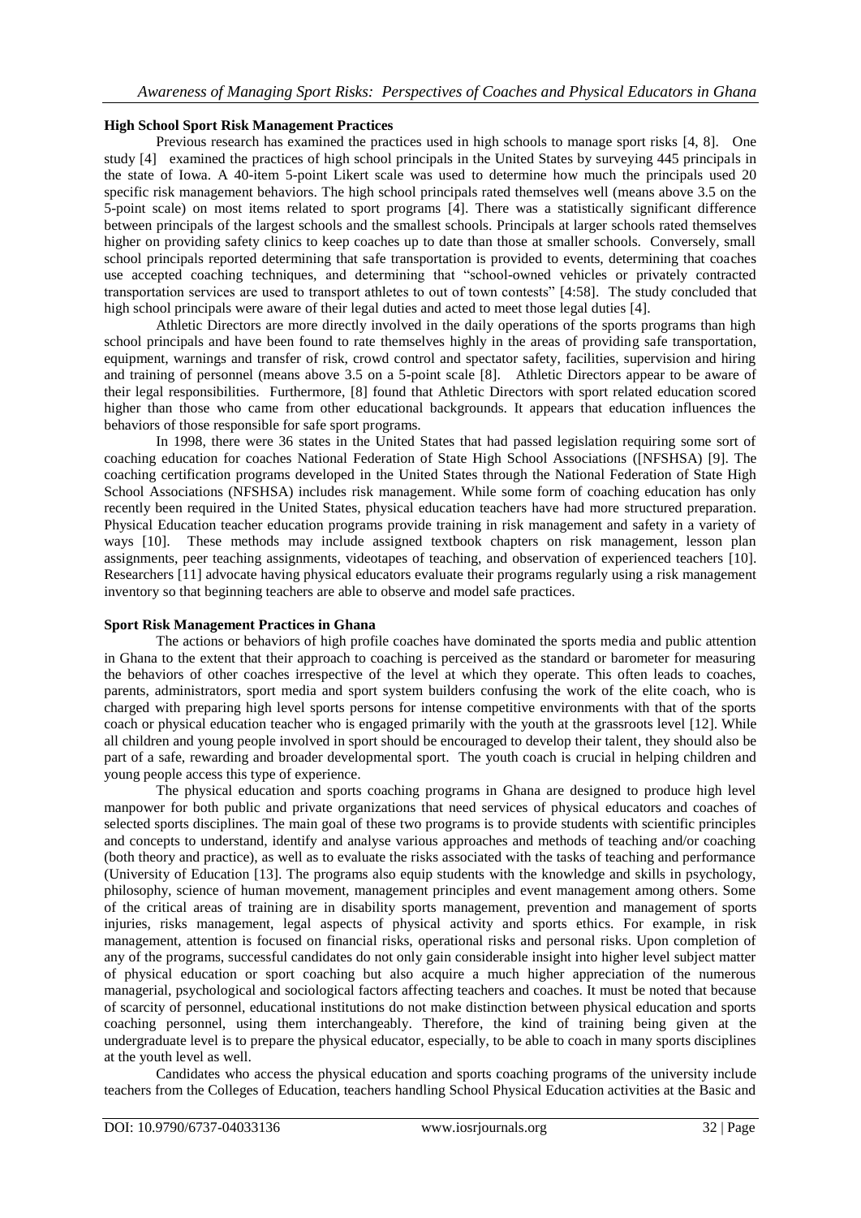**High School Sport Risk Management Practices**

Previous research has examined the practices used in high schools to manage sport risks [4, 8]. One study [4] examined the practices of high school principals in the United States by surveying 445 principals in the state of Iowa. A 40-item 5-point Likert scale was used to determine how much the principals used 20 specific risk management behaviors. The high school principals rated themselves well (means above 3.5 on the 5-point scale) on most items related to sport programs [4]. There was a statistically significant difference between principals of the largest schools and the smallest schools. Principals at larger schools rated themselves higher on providing safety clinics to keep coaches up to date than those at smaller schools. Conversely, small school principals reported determining that safe transportation is provided to events, determining that coaches use accepted coaching techniques, and determining that "school-owned vehicles or privately contracted transportation services are used to transport athletes to out of town contests" [4:58]. The study concluded that high school principals were aware of their legal duties and acted to meet those legal duties [4].

Athletic Directors are more directly involved in the daily operations of the sports programs than high school principals and have been found to rate themselves highly in the areas of providing safe transportation, equipment, warnings and transfer of risk, crowd control and spectator safety, facilities, supervision and hiring and training of personnel (means above 3.5 on a 5-point scale [8]. Athletic Directors appear to be aware of their legal responsibilities. Furthermore, [8] found that Athletic Directors with sport related education scored higher than those who came from other educational backgrounds. It appears that education influences the behaviors of those responsible for safe sport programs.

In 1998, there were 36 states in the United States that had passed legislation requiring some sort of coaching education for coaches National Federation of State High School Associations ([NFSHSA) [9]. The coaching certification programs developed in the United States through the National Federation of State High School Associations (NFSHSA) includes risk management. While some form of coaching education has only recently been required in the United States, physical education teachers have had more structured preparation. Physical Education teacher education programs provide training in risk management and safety in a variety of ways [10]. These methods may include assigned textbook chapters on risk management, lesson plan assignments, peer teaching assignments, videotapes of teaching, and observation of experienced teachers [10]. Researchers [11] advocate having physical educators evaluate their programs regularly using a risk management inventory so that beginning teachers are able to observe and model safe practices.

**Sport Risk Management Practices in Ghana**

The actions or behaviors of high profile coaches have dominated the sports media and public attention in Ghana to the extent that their approach to coaching is perceived as the standard or barometer for measuring the behaviors of other coaches irrespective of the level at which they operate. This often leads to coaches, parents, administrators, sport media and sport system builders confusing the work of the elite coach, who is charged with preparing high level sports persons for intense competitive environments with that of the sports coach or physical education teacher who is engaged primarily with the youth at the grassroots level [12]. While all children and young people involved in sport should be encouraged to develop their talent, they should also be part of a safe, rewarding and broader developmental sport. The youth coach is crucial in helping children and young people access this type of experience.

The physical education and sports coaching programs in Ghana are designed to produce high level manpower for both public and private organizations that need services of physical educators and coaches of selected sports disciplines. The main goal of these two programs is to provide students with scientific principles and concepts to understand, identify and analyse various approaches and methods of teaching and/or coaching (both theory and practice), as well as to evaluate the risks associated with the tasks of teaching and performance (University of Education [13]. The programs also equip students with the knowledge and skills in psychology, philosophy, science of human movement, management principles and event management among others. Some of the critical areas of training are in disability sports management, prevention and management of sports injuries, risks management, legal aspects of physical activity and sports ethics. For example, in risk management, attention is focused on financial risks, operational risks and personal risks. Upon completion of any of the programs, successful candidates do not only gain considerable insight into higher level subject matter of physical education or sport coaching but also acquire a much higher appreciation of the numerous managerial, psychological and sociological factors affecting teachers and coaches. It must be noted that because of scarcity of personnel, educational institutions do not make distinction between physical education and sports coaching personnel, using them interchangeably. Therefore, the kind of training being given at the undergraduate level is to prepare the physical educator, especially, to be able to coach in many sports disciplines at the youth level as well.

Candidates who access the physical education and sports coaching programs of the university include teachers from the Colleges of Education, teachers handling School Physical Education activities at the Basic and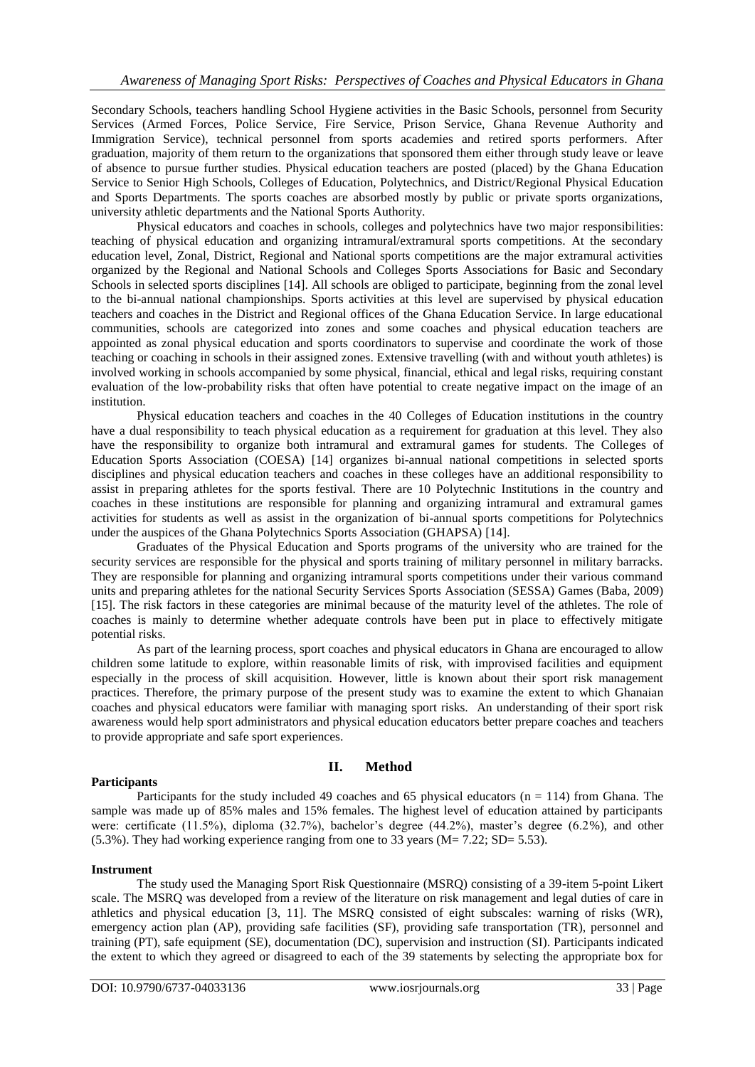Secondary Schools, teachers handling School Hygiene activities in the Basic Schools, personnel from Security Services (Armed Forces, Police Service, Fire Service, Prison Service, Ghana Revenue Authority and Immigration Service), technical personnel from sports academies and retired sports performers. After graduation, majority of them return to the organizations that sponsored them either through study leave or leave of absence to pursue further studies. Physical education teachers are posted (placed) by the Ghana Education Service to Senior High Schools, Colleges of Education, Polytechnics, and District/Regional Physical Education and Sports Departments. The sports coaches are absorbed mostly by public or private sports organizations, university athletic departments and the National Sports Authority.

Physical educators and coaches in schools, colleges and polytechnics have two major responsibilities: teaching of physical education and organizing intramural/extramural sports competitions. At the secondary education level, Zonal, District, Regional and National sports competitions are the major extramural activities organized by the Regional and National Schools and Colleges Sports Associations for Basic and Secondary Schools in selected sports disciplines [14]. All schools are obliged to participate, beginning from the zonal level to the bi-annual national championships. Sports activities at this level are supervised by physical education teachers and coaches in the District and Regional offices of the Ghana Education Service. In large educational communities, schools are categorized into zones and some coaches and physical education teachers are appointed as zonal physical education and sports coordinators to supervise and coordinate the work of those teaching or coaching in schools in their assigned zones. Extensive travelling (with and without youth athletes) is involved working in schools accompanied by some physical, financial, ethical and legal risks, requiring constant evaluation of the low-probability risks that often have potential to create negative impact on the image of an institution.

Physical education teachers and coaches in the 40 Colleges of Education institutions in the country have a dual responsibility to teach physical education as a requirement for graduation at this level. They also have the responsibility to organize both intramural and extramural games for students. The Colleges of Education Sports Association (COESA) [14] organizes bi-annual national competitions in selected sports disciplines and physical education teachers and coaches in these colleges have an additional responsibility to assist in preparing athletes for the sports festival. There are 10 Polytechnic Institutions in the country and coaches in these institutions are responsible for planning and organizing intramural and extramural games activities for students as well as assist in the organization of bi-annual sports competitions for Polytechnics under the auspices of the Ghana Polytechnics Sports Association (GHAPSA) [14].

Graduates of the Physical Education and Sports programs of the university who are trained for the security services are responsible for the physical and sports training of military personnel in military barracks. They are responsible for planning and organizing intramural sports competitions under their various command units and preparing athletes for the national Security Services Sports Association (SESSA) Games (Baba, 2009) [15]. The risk factors in these categories are minimal because of the maturity level of the athletes. The role of coaches is mainly to determine whether adequate controls have been put in place to effectively mitigate potential risks.

As part of the learning process, sport coaches and physical educators in Ghana are encouraged to allow children some latitude to explore, within reasonable limits of risk, with improvised facilities and equipment especially in the process of skill acquisition. However, little is known about their sport risk management practices. Therefore, the primary purpose of the present study was to examine the extent to which Ghanaian coaches and physical educators were familiar with managing sport risks. An understanding of their sport risk awareness would help sport administrators and physical education educators better prepare coaches and teachers to provide appropriate and safe sport experiences.

## II. Method

**Participants**

Participants for the study included 49 coaches and 65 physical educators ($n = 114$) from Ghana. The sample was made up of 85% males and 15% females. The highest level of education attained by participants were: certificate (11.5%), diploma (32.7%), bachelor's degree (44.2%), master's degree (6.2%), and other (5.3%). They had working experience ranging from one to 33 years ($M= 7.22$; $SD= 5.53$).

**Instrument**

The study used the Managing Sport Risk Questionnaire (MSRQ) consisting of a 39-item 5-point Likert scale. The MSRQ was developed from a review of the literature on risk management and legal duties of care in athletics and physical education [3, 11]. The MSRQ consisted of eight subscales: warning of risks (WR), emergency action plan (AP), providing safe facilities (SF), providing safe transportation (TR), personnel and training (PT), safe equipment (SE), documentation (DC), supervision and instruction (SI). Participants indicated the extent to which they agreed or disagreed to each of the 39 statements by selecting the appropriate box for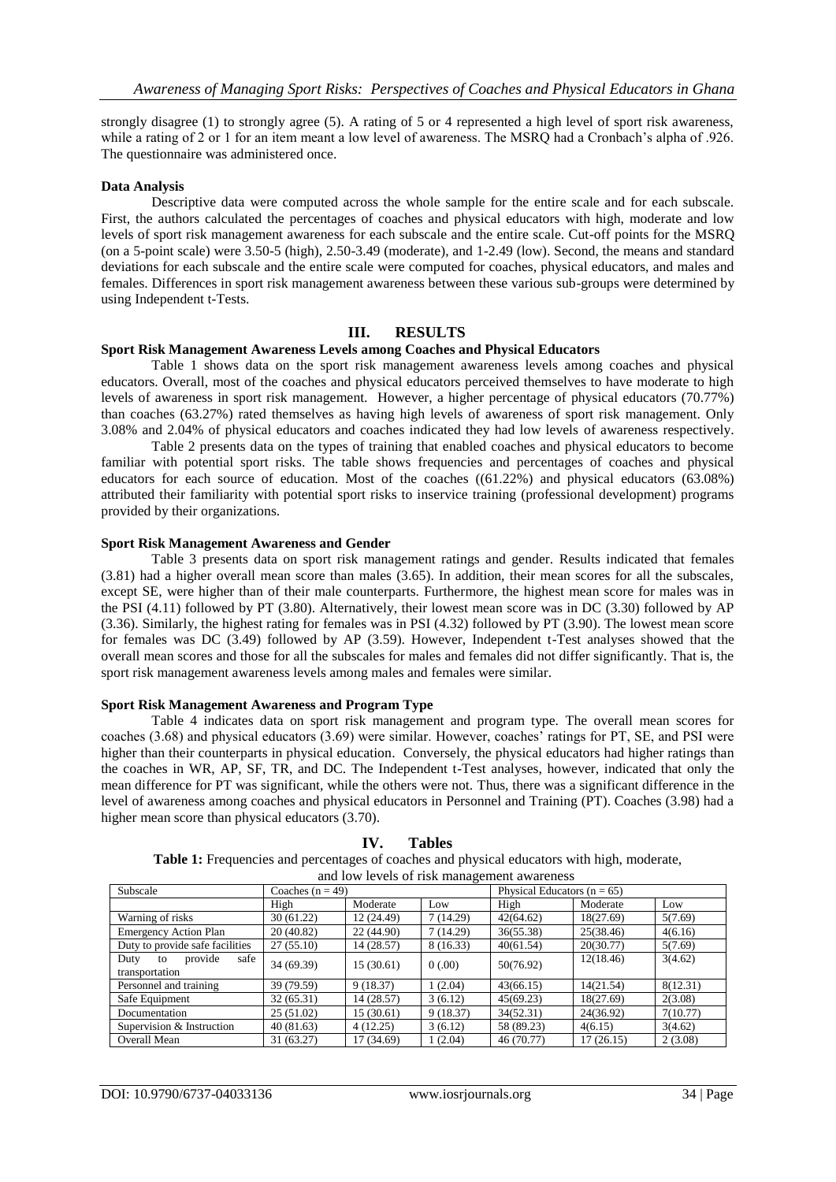strongly disagree (1) to strongly agree (5). A rating of 5 or 4 represented a high level of sport risk awareness, while a rating of 2 or 1 for an item meant a low level of awareness. The MSRQ had a Cronbach's alpha of .926. The questionnaire was administered once.

### Data Analysis

Descriptive data were computed across the whole sample for the entire scale and for each subscale. First, the authors calculated the percentages of coaches and physical educators with high, moderate and low levels of sport risk management awareness for each subscale and the entire scale. Cut-off points for the MSRQ (on a 5-point scale) were 3.50-5 (high), 2.50-3.49 (moderate), and 1-2.49 (low). Second, the means and standard deviations for each subscale and the entire scale were computed for coaches, physical educators, and males and females. Differences in sport risk management awareness between these various sub-groups were determined by using Independent t-Tests.

## III. RESULTS

### Sport Risk Management Awareness Levels among Coaches and Physical Educators

Table 1 shows data on the sport risk management awareness levels among coaches and physical educators. Overall, most of the coaches and physical educators perceived themselves to have moderate to high levels of awareness in sport risk management. However, a higher percentage of physical educators (70.77%) than coaches (63.27%) rated themselves as having high levels of awareness of sport risk management. Only 3.08% and 2.04% of physical educators and coaches indicated they had low levels of awareness respectively.

Table 2 presents data on the types of training that enabled coaches and physical educators to become familiar with potential sport risks. The table shows frequencies and percentages of coaches and physical educators for each source of education. Most of the coaches ((61.22%) and physical educators (63.08%) attributed their familiarity with potential sport risks to inservice training (professional development) programs provided by their organizations.

### Sport Risk Management Awareness and Gender

Table 3 presents data on sport risk management ratings and gender. Results indicated that females (3.81) had a higher overall mean score than males (3.65). In addition, their mean scores for all the subscales, except SE, were higher than of their male counterparts. Furthermore, the highest mean score for males was in the PSI (4.11) followed by PT (3.80). Alternatively, their lowest mean score was in DC (3.30) followed by AP (3.36). Similarly, the highest rating for females was in PSI (4.32) followed by PT (3.90). The lowest mean score for females was DC (3.49) followed by AP (3.59). However, Independent t-Test analyses showed that the overall mean scores and those for all the subscales for males and females did not differ significantly. That is, the sport risk management awareness levels among males and females were similar.

### Sport Risk Management Awareness and Program Type

Table 4 indicates data on sport risk management and program type. The overall mean scores for coaches (3.68) and physical educators (3.69) were similar. However, coaches' ratings for PT, SE, and PSI were higher than their counterparts in physical education. Conversely, the physical educators had higher ratings than the coaches in WR, AP, SF, TR, and DC. The Independent t-Test analyses, however, indicated that only the mean difference for PT was significant, while the others were not. Thus, there was a significant difference in the level of awareness among coaches and physical educators in Personnel and Training (PT). Coaches (3.98) had a higher mean score than physical educators (3.70).

## IV. Tables

**Table 1:** Frequencies and percentages of coaches and physical educators with high, moderate, and low levels of risk management awareness

| Subscale | Coaches (n = 49) | | | Physical Educators (n = 65) | | |
|---|---|---|---|---|---|---|
| | High | Moderate | Low | High | Moderate | Low |
| Warning of risks | 30 (61.22) | 12 (24.49) | 7 (14.29) | 42(64.62) | 18(27.69) | 5(7.69) |
| Emergency Action Plan | 20 (40.82) | 22 (44.90) | 7 (14.29) | 36(55.38) | 25(38.46) | 4(6.16) |
| Duty to provide safe facilities | 27 (55.10) | 14 (28.57) | 8 (16.33) | 40(61.54) | 20(30.77) | 5(7.69) |
| Duty to provide safe transportation | 34 (69.39) | 15 (30.61) | 0 (.00) | 50(76.92) | 12(18.46) | 3(4.62) |
| Personnel and training | 39 (79.59) | 9 (18.37) | 1 (2.04) | 43(66.15) | 14(21.54) | 8(12.31) |
| Safe Equipment | 32 (65.31) | 14 (28.57) | 3 (6.12) | 45(69.23) | 18(27.69) | 2(3.08) |
| Documentation | 25 (51.02) | 15 (30.61) | 9 (18.37) | 34(52.31) | 24(36.92) | 7(10.77) |
| Supervision & Instruction | 40 (81.63) | 4 (12.25) | 3 (6.12) | 58 (89.23) | 4(6.15) | 3(4.62) |
| Overall Mean | 31 (63.27) | 17 (34.69) | 1 (2.04) | 46 (70.77) | 17 (26.15) | 2 (3.08) |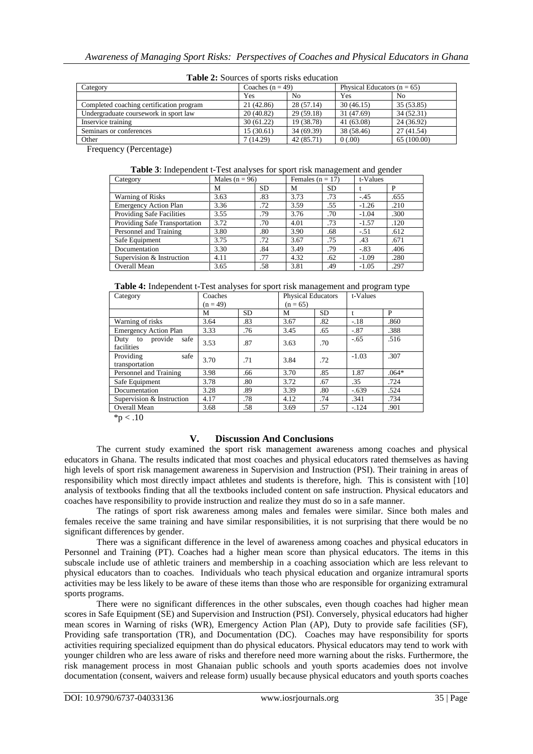**Table 2:** Sources of sports risks education

| Category | Coaches (n = 49) | | Physical Educators (n = 65) | |
|---|---|---|---|---|
| | Yes | No | Yes | No |
| Completed coaching certification program | 21 (42.86) | 28 (57.14) | 30 (46.15) | 35 (53.85) |
| Undergraduate coursework in sport law | 20 (40.82) | 29 (59.18) | 31 (47.69) | 34 (52.31) |
| Inservice training | 30 (61.22) | 19 (38.78) | 41 (63.08) | 24 (36.92) |
| Seminars or conferences | 15 (30.61) | 34 (69.39) | 38 (58.46) | 27 (41.54) |
| Other | 7 (14.29) | 42 (85.71) | 0 (.00) | 65 (100.00) |

Frequency (Percentage)

**Table 3**: Independent t-Test analyses for sport risk management and gender

| Category | Males (n = 96) | | Females (n = 17) | | t-Values | |
|---|---|---|---|---|---|---|
| | M | SD | M | SD | t | P |
| Warning of Risks | 3.63 | .83 | 3.73 | .73 | -.45 | .655 |
| Emergency Action Plan | 3.36 | .72 | 3.59 | .55 | -1.26 | .210 |
| Providing Safe Facilities | 3.55 | .79 | 3.76 | .70 | -1.04 | .300 |
| Providing Safe Transportation | 3.72 | .70 | 4.01 | .73 | -1.57 | .120 |
| Personnel and Training | 3.80 | .80 | 3.90 | .68 | -.51 | .612 |
| Safe Equipment | 3.75 | .72 | 3.67 | .75 | .43 | .671 |
| Documentation | 3.30 | .84 | 3.49 | .79 | -.83 | .406 |
| Supervision & Instruction | 4.11 | .77 | 4.32 | .62 | -1.09 | .280 |
| Overall Mean | 3.65 | .58 | 3.81 | .49 | -1.05 | .297 |

**Table 4:** Independent t-Test analyses for sport risk management and program type

| Category | Coaches (n = 49) | | Physical Educators (n = 65) | | t-Values | |
|---|---|---|---|---|---|---|
| | M | SD | M | SD | t | P |
| Warning of risks | 3.64 | .83 | 3.67 | .82 | -.18 | .860 |
| Emergency Action Plan | 3.33 | .76 | 3.45 | .65 | -.87 | .388 |
| Duty to provide safe facilities | 3.53 | .87 | 3.63 | .70 | -.65 | .516 |
| Providing safe transportation | 3.70 | .71 | 3.84 | .72 | -1.03 | .307 |
| Personnel and Training | 3.98 | .66 | 3.70 | .85 | 1.87 | .064* |
| Safe Equipment | 3.78 | .80 | 3.72 | .67 | .35 | .724 |
| Documentation | 3.28 | .89 | 3.39 | .80 | -.639 | .524 |
| Supervision & Instruction | 4.17 | .78 | 4.12 | .74 | .341 | .734 |
| Overall Mean | 3.68 | .58 | 3.69 | .57 | -.124 | .901 |

*$p < .10$

## V. Discussion And Conclusions

The current study examined the sport risk management awareness among coaches and physical educators in Ghana. The results indicated that most coaches and physical educators rated themselves as having high levels of sport risk management awareness in Supervision and Instruction (PSI). Their training in areas of responsibility which most directly impact athletes and students is therefore, high. This is consistent with [10] analysis of textbooks finding that all the textbooks included content on safe instruction. Physical educators and coaches have responsibility to provide instruction and realize they must do so in a safe manner.

The ratings of sport risk awareness among males and females were similar. Since both males and females receive the same training and have similar responsibilities, it is not surprising that there would be no significant differences by gender.

There was a significant difference in the level of awareness among coaches and physical educators in Personnel and Training (PT). Coaches had a higher mean score than physical educators. The items in this subscale include use of athletic trainers and membership in a coaching association which are less relevant to physical educators than to coaches. Individuals who teach physical education and organize intramural sports activities may be less likely to be aware of these items than those who are responsible for organizing extramural sports programs.

There were no significant differences in the other subscales, even though coaches had higher mean scores in Safe Equipment (SE) and Supervision and Instruction (PSI). Conversely, physical educators had higher mean scores in Warning of risks (WR), Emergency Action Plan (AP), Duty to provide safe facilities (SF), Providing safe transportation (TR), and Documentation (DC). Coaches may have responsibility for sports activities requiring specialized equipment than do physical educators. Physical educators may tend to work with younger children who are less aware of risks and therefore need more warning about the risks. Furthermore, the risk management process in most Ghanaian public schools and youth sports academies does not involve documentation (consent, waivers and release form) usually because physical educators and youth sports coaches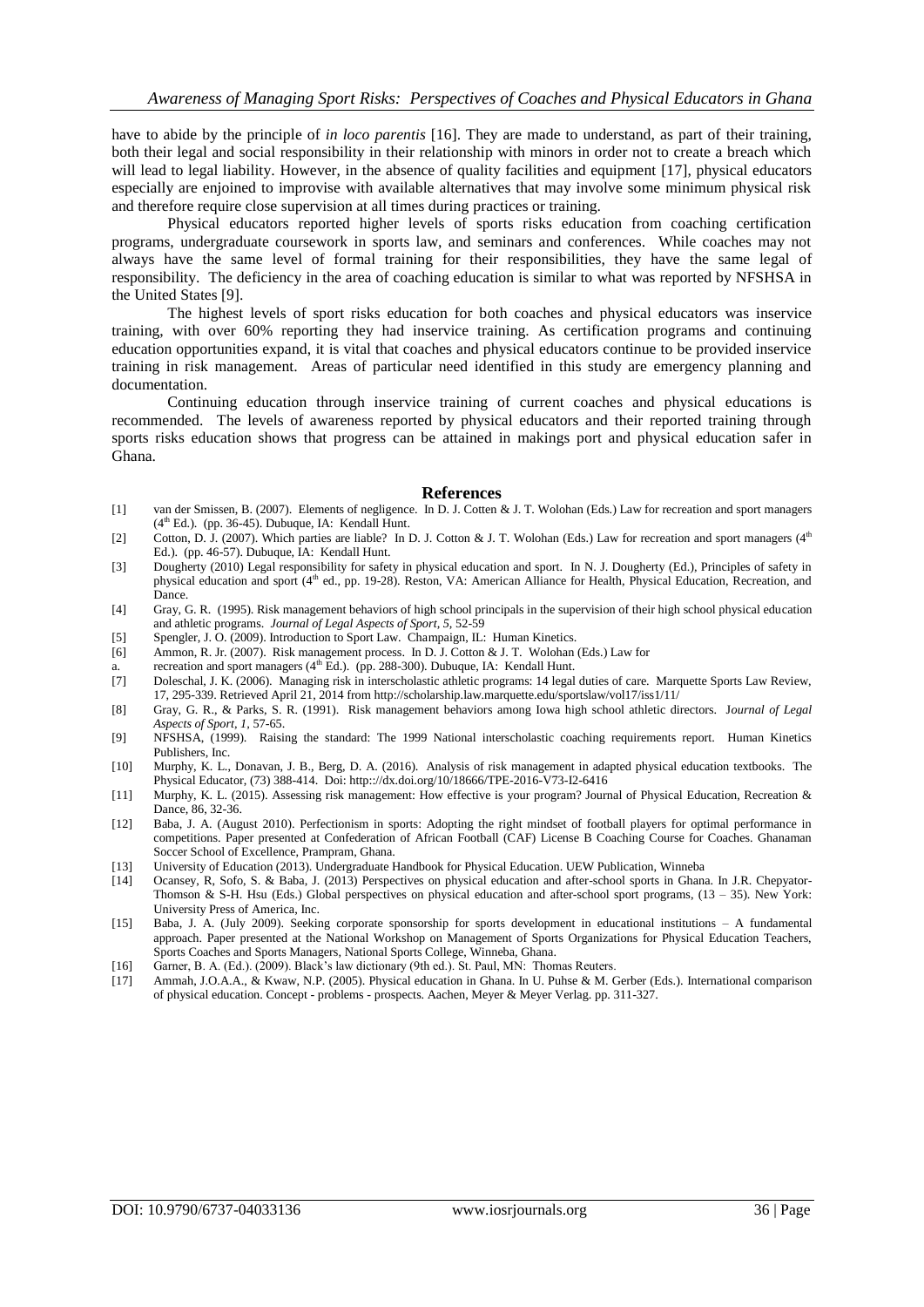have to abide by the principle of *in loco parentis* [16]. They are made to understand, as part of their training, both their legal and social responsibility in their relationship with minors in order not to create a breach which will lead to legal liability. However, in the absence of quality facilities and equipment [17], physical educators especially are enjoined to improvise with available alternatives that may involve some minimum physical risk and therefore require close supervision at all times during practices or training.

Physical educators reported higher levels of sports risks education from coaching certification programs, undergraduate coursework in sports law, and seminars and conferences. While coaches may not always have the same level of formal training for their responsibilities, they have the same legal of responsibility. The deficiency in the area of coaching education is similar to what was reported by NFSHSA in the United States [9].

The highest levels of sport risks education for both coaches and physical educators was inservice training, with over 60% reporting they had inservice training. As certification programs and continuing education opportunities expand, it is vital that coaches and physical educators continue to be provided inservice training in risk management. Areas of particular need identified in this study are emergency planning and documentation.

Continuing education through inservice training of current coaches and physical educations is recommended. The levels of awareness reported by physical educators and their reported training through sports risks education shows that progress can be attained in makings port and physical education safer in Ghana.

## References

[1] van der Smissen, B. (2007). Elements of negligence. In D. J. Cotten & J. T. Wolohan (Eds.) Law for recreation and sport managers (4th Ed.). (pp. 36-45). Dubuque, IA: Kendall Hunt.

[2] Cotton, D. J. (2007). Which parties are liable? In D. J. Cotton & J. T. Wolohan (Eds.) Law for recreation and sport managers (4th Ed.). (pp. 46-57). Dubuque, IA: Kendall Hunt.

[3] Dougherty (2010) Legal responsibility for safety in physical education and sport. In N. J. Dougherty (Ed.), Principles of safety in physical education and sport (4th ed., pp. 19-28). Reston, VA: American Alliance for Health, Physical Education, Recreation, and Dance.

[4] Gray, G. R. (1995). Risk management behaviors of high school principals in the supervision of their high school physical education and athletic programs. *Journal of Legal Aspects of Sport, 5*, 52-59

[5] Spengler, J. O. (2009). Introduction to Sport Law. Champaign, IL: Human Kinetics.

[6] Ammon, R. Jr. (2007). Risk management process. In D. J. Cotton & J. T. Wolohan (Eds.) Law for

a. recreation and sport managers (4th Ed.). (pp. 288-300). Dubuque, IA: Kendall Hunt.

[7] Doleschal, J. K. (2006). Managing risk in interscholastic athletic programs: 14 legal duties of care. Marquette Sports Law Review, 17, 295-339. Retrieved April 21, 2014 from http://scholarship.law.marquette.edu/sportslaw/vol17/iss1/11/

[8] Gray, G. R., & Parks, S. R. (1991). Risk management behaviors among Iowa high school athletic directors. *Journal of Legal Aspects of Sport, 1*, 57-65.

[9] NFSHSA, (1999). Raising the standard: The 1999 National interscholastic coaching requirements report. Human Kinetics Publishers, Inc.

[10] Murphy, K. L., Donavan, J. B., Berg, D. A. (2016). Analysis of risk management in adapted physical education textbooks. The Physical Educator, (73) 388-414. Doi: http://dx.doi.org/10/18666/TPE-2016-V73-I2-6416

[11] Murphy, K. L. (2015). Assessing risk management: How effective is your program? Journal of Physical Education, Recreation & Dance, 86, 32-36.

[12] Baba, J. A. (August 2010). Perfectionism in sports: Adopting the right mindset of football players for optimal performance in competitions. Paper presented at Confederation of African Football (CAF) License B Coaching Course for Coaches. Ghanaman Soccer School of Excellence, Prampram, Ghana.

[13] University of Education (2013). Undergraduate Handbook for Physical Education. UEW Publication, Winneba

[14] Ocansey, R, Sofo, S. & Baba, J. (2013) Perspectives on physical education and after-school sports in Ghana. In J.R. Chepyator-Thomson & S-H. Hsu (Eds.) Global perspectives on physical education and after-school sport programs, (13 – 35). New York: University Press of America, Inc.

[15] Baba, J. A. (July 2009). Seeking corporate sponsorship for sports development in educational institutions – A fundamental approach. Paper presented at the National Workshop on Management of Sports Organizations for Physical Education Teachers, Sports Coaches and Sports Managers, National Sports College, Winneba, Ghana.

[16] Garner, B. A. (Ed.). (2009). Black's law dictionary (9th ed.). St. Paul, MN: Thomas Reuters.

[17] Ammah, J.O.A.A., & Kwaw, N.P. (2005). Physical education in Ghana. In U. Puhse & M. Gerber (Eds.). International comparison of physical education. Concept - problems - prospects. Aachen, Meyer & Meyer Verlag. pp. 311-327.